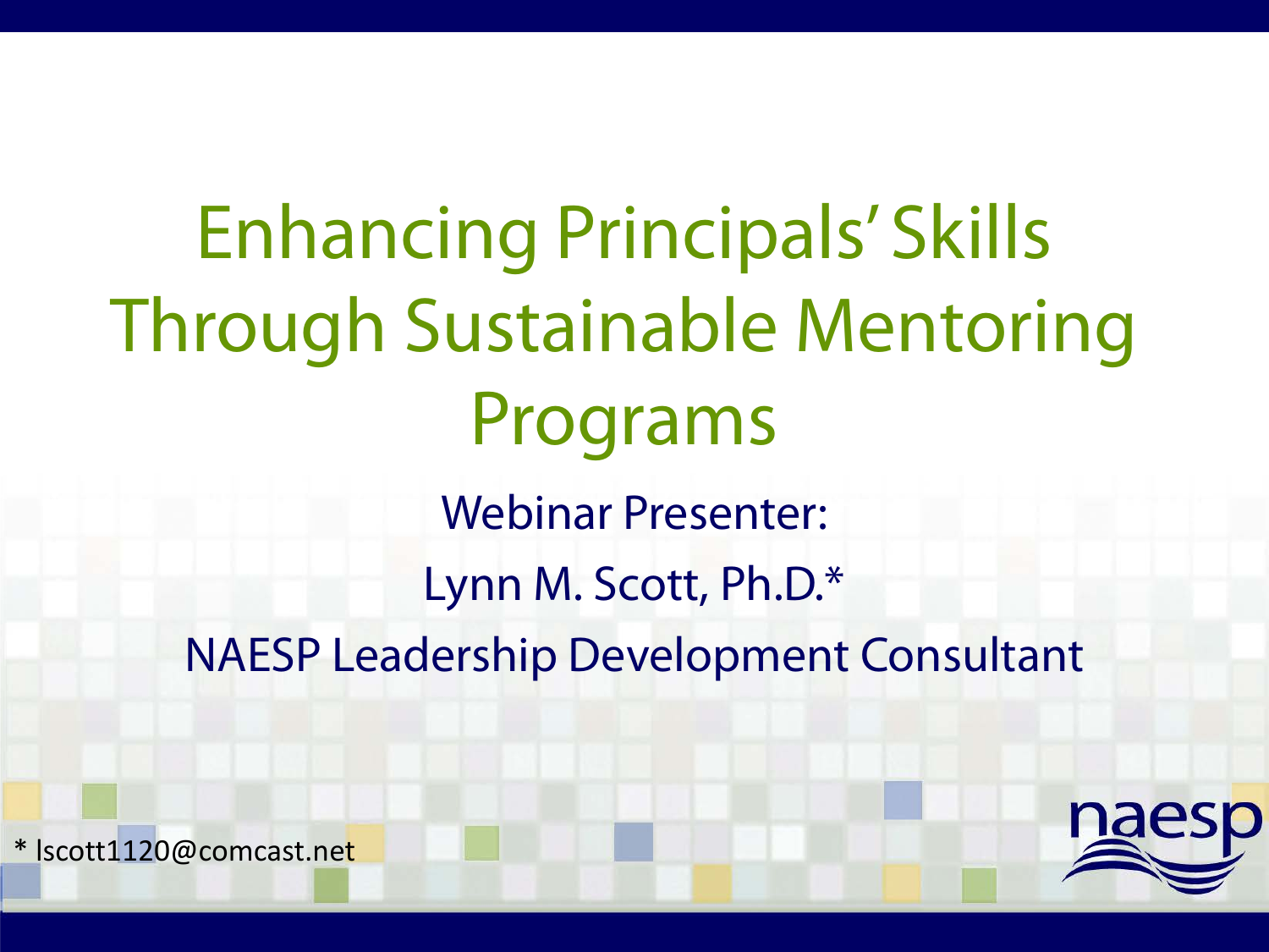# Enhancing Principals' Skills Through Sustainable Mentoring Programs

Webinar Presenter:

Lynn M. Scott, Ph.D.*

NAESP Leadership Development Consultant

* lscott1120@comcast.net

naesp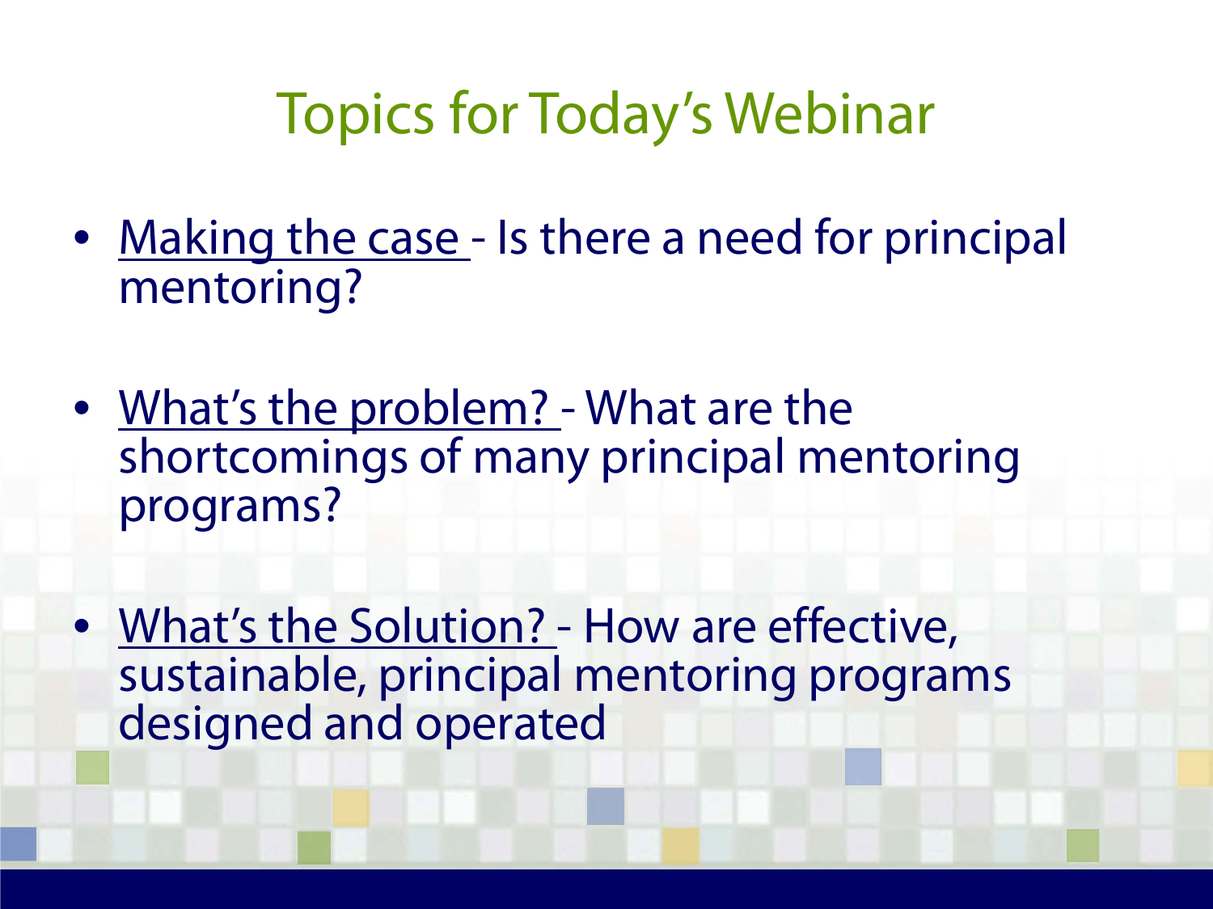# Topics for Today's Webinar

- Making the case - Is there a need for principal mentoring?
- What's the problem? - What are the shortcomings of many principal mentoring programs?
- What's the Solution? - How are effective, sustainable, principal mentoring programs designed and operated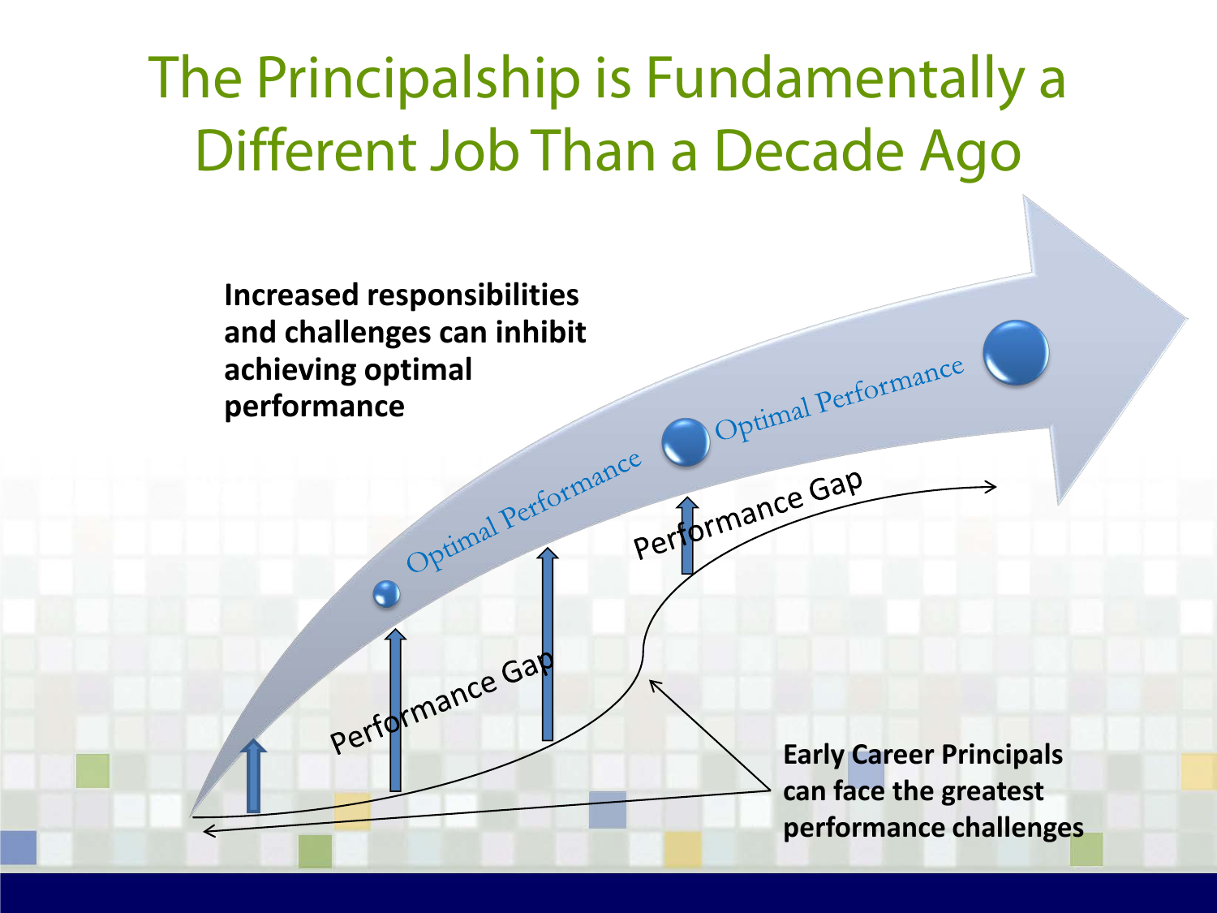# The Principalship is Fundamentally a Different Job Than a Decade Ago

**Increased responsibilities and challenges can inhibit achieving optimal performance**

Optimal Performance

Optimal Performance

Performance Gap

Performance Gap

**Early Career Principals can face the greatest performance challenges**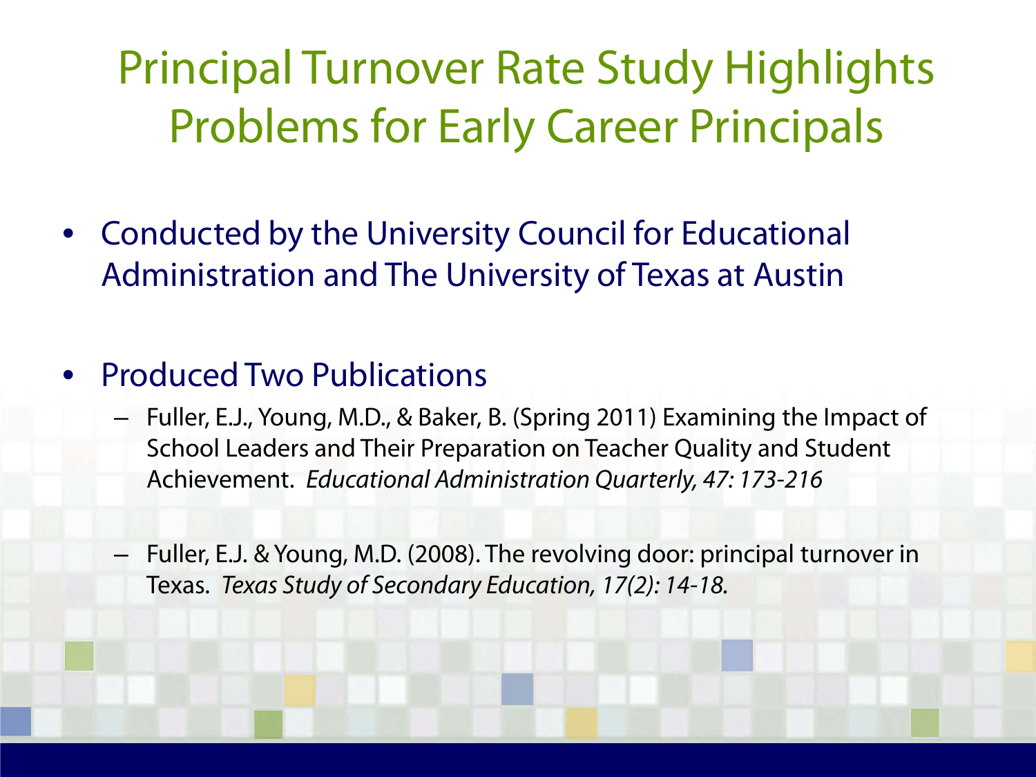# Principal Turnover Rate Study Highlights Problems for Early Career Principals

- Conducted by the University Council for Educational Administration and The University of Texas at Austin

- Produced Two Publications
  - Fuller, E.J., Young, M.D., & Baker, B. (Spring 2011) Examining the Impact of School Leaders and Their Preparation on Teacher Quality and Student Achievement. *Educational Administration Quarterly, 47: 173-216*

  - Fuller, E.J. & Young, M.D. (2008). The revolving door: principal turnover in Texas. *Texas Study of Secondary Education, 17(2): 14-18.*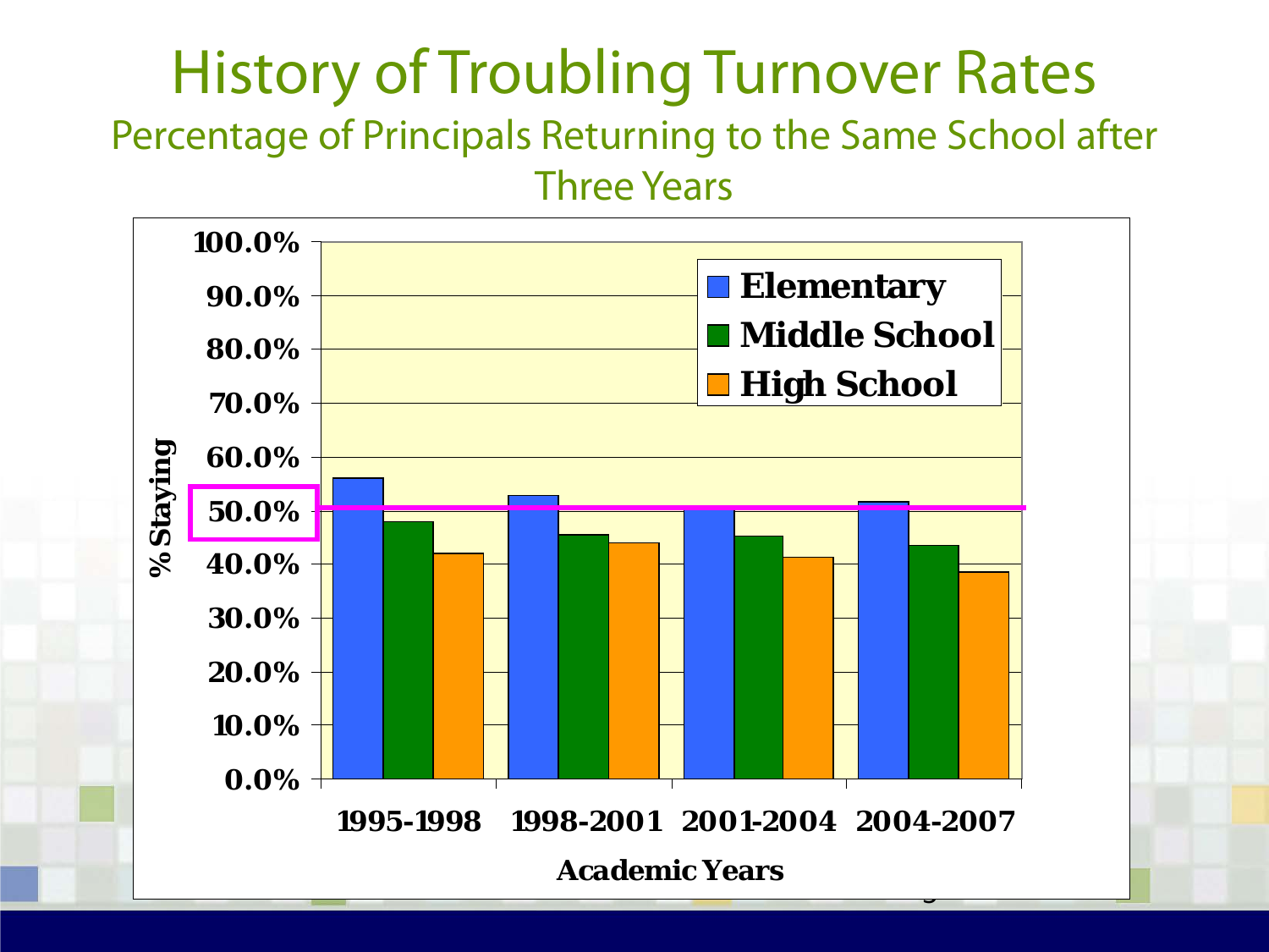# History of Troubling Turnover Rates

## Percentage of Principals Returning to the Same School after Three Years

% Staying

| Academic Years | Elementary | Middle School | High School |
|---|---|---|---|
| 1995-1998 | | | |
| 1998-2001 | | | |
| 2001-2004 | | | |
| 2004-2007 | | | |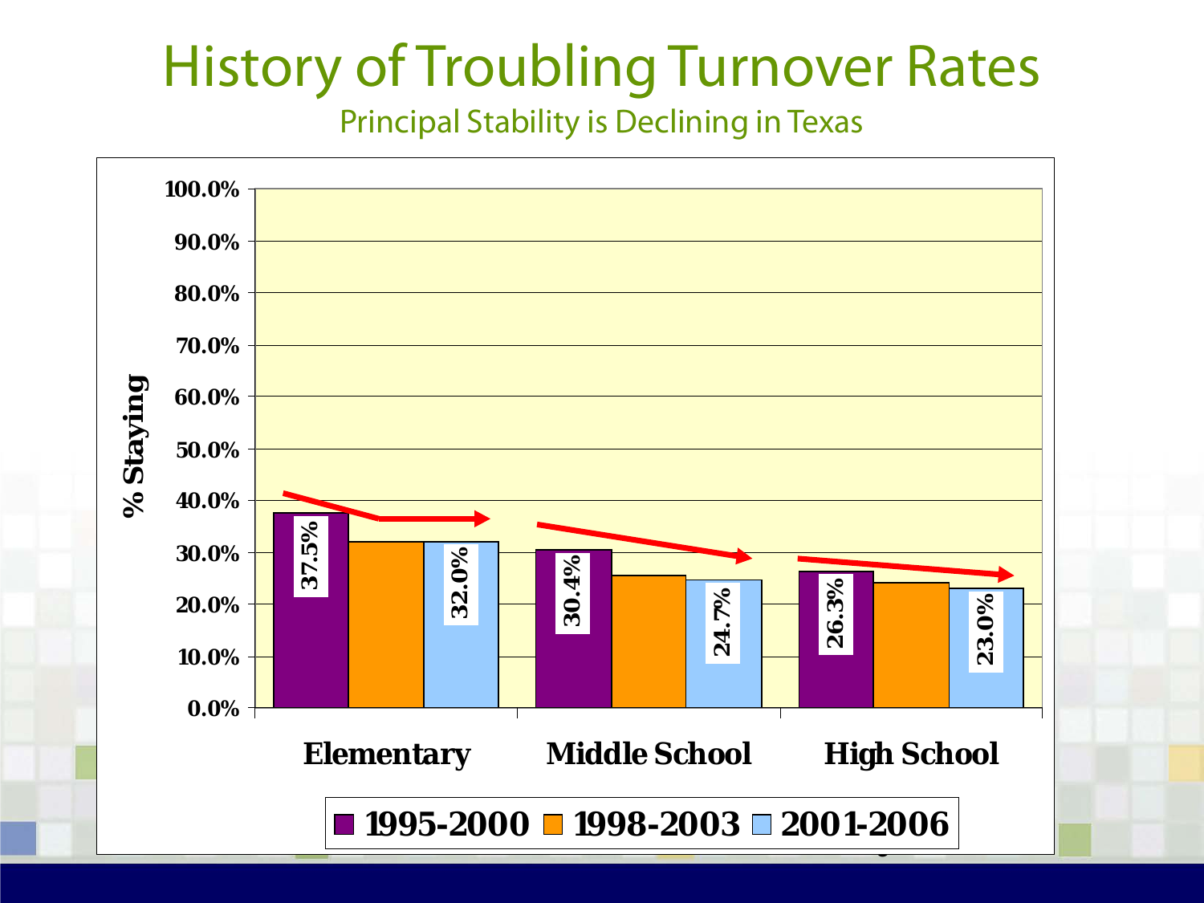# History of Troubling Turnover Rates

## Principal Stability is Declining in Texas

| % Staying | 1995-2000 | 1998-2003 | 2001-2006 |
|---|---|---|---|
| Elementary | 37.5% | | 32.0% |
| Middle School | 30.4% | | 24.7% |
| High School | 26.3% | | 23.0% |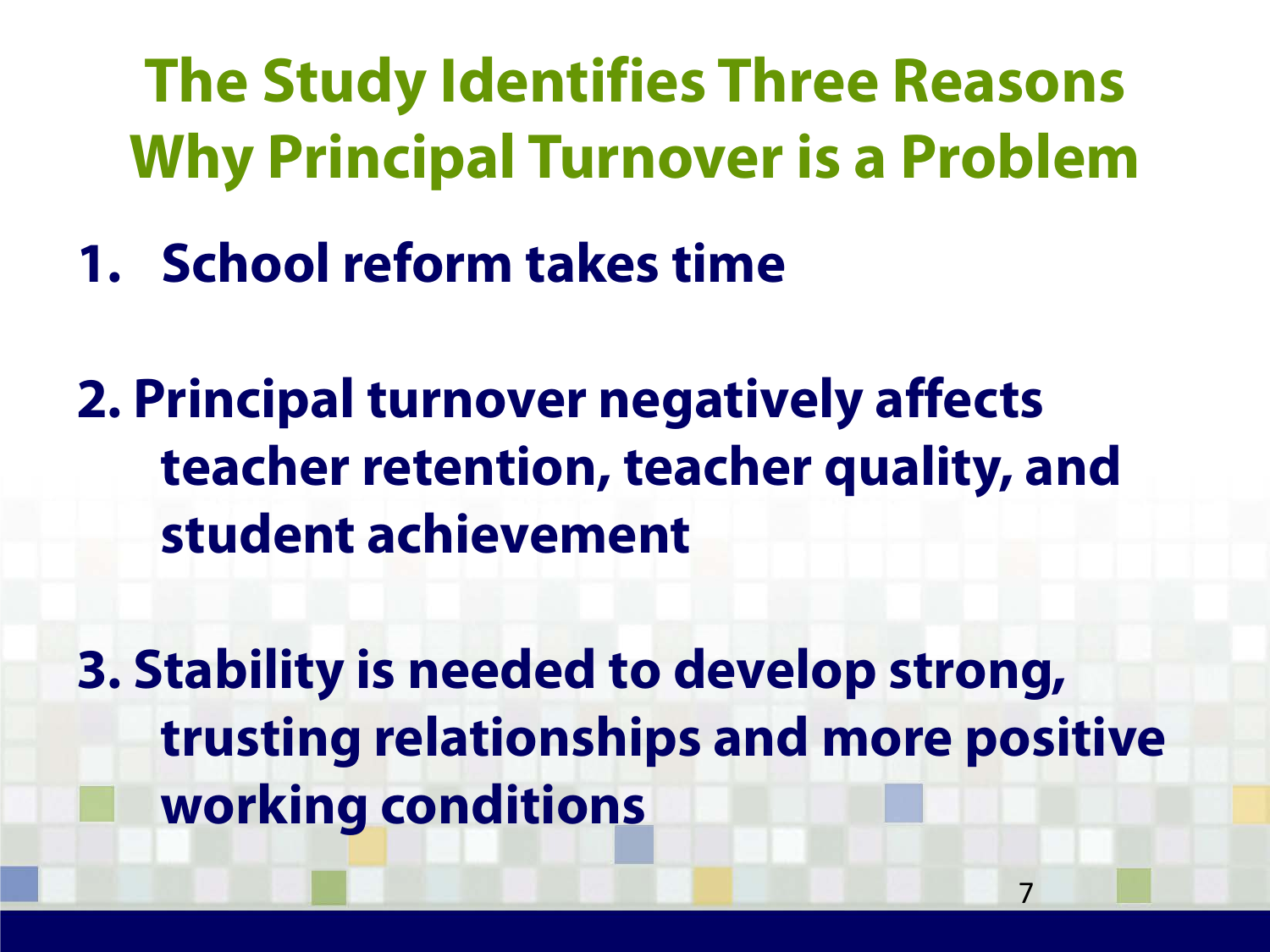# The Study Identifies Three Reasons Why Principal Turnover is a Problem

1. **School reform takes time**

2. **Principal turnover negatively affects teacher retention, teacher quality, and student achievement**

3. **Stability is needed to develop strong, trusting relationships and more positive working conditions**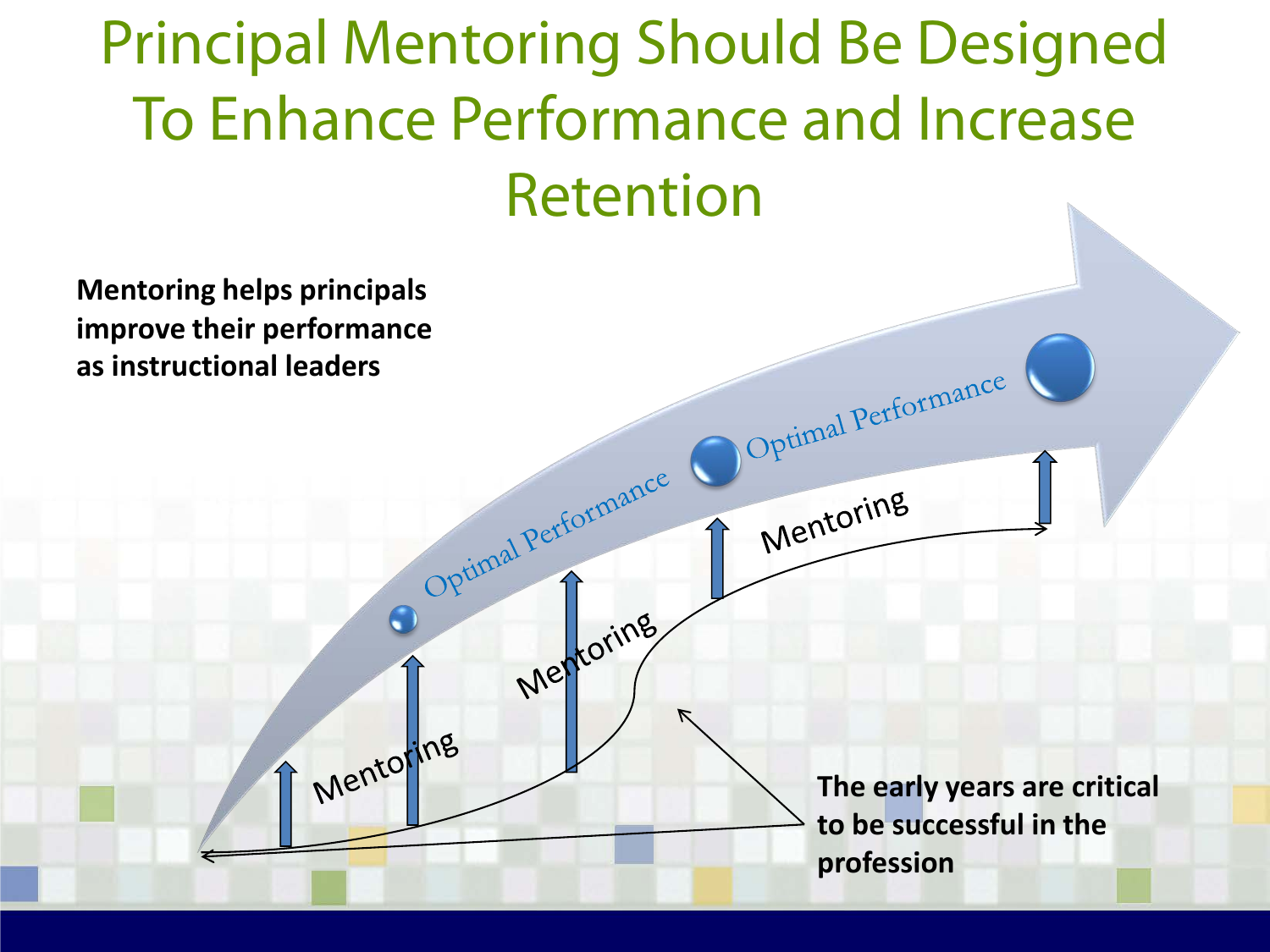# Principal Mentoring Should Be Designed To Enhance Performance and Increase Retention

**Mentoring helps principals improve their performance as instructional leaders**

Optimal Performance

Optimal Performance

Mentoring

Mentoring

Mentoring

**The early years are critical to be successful in the profession**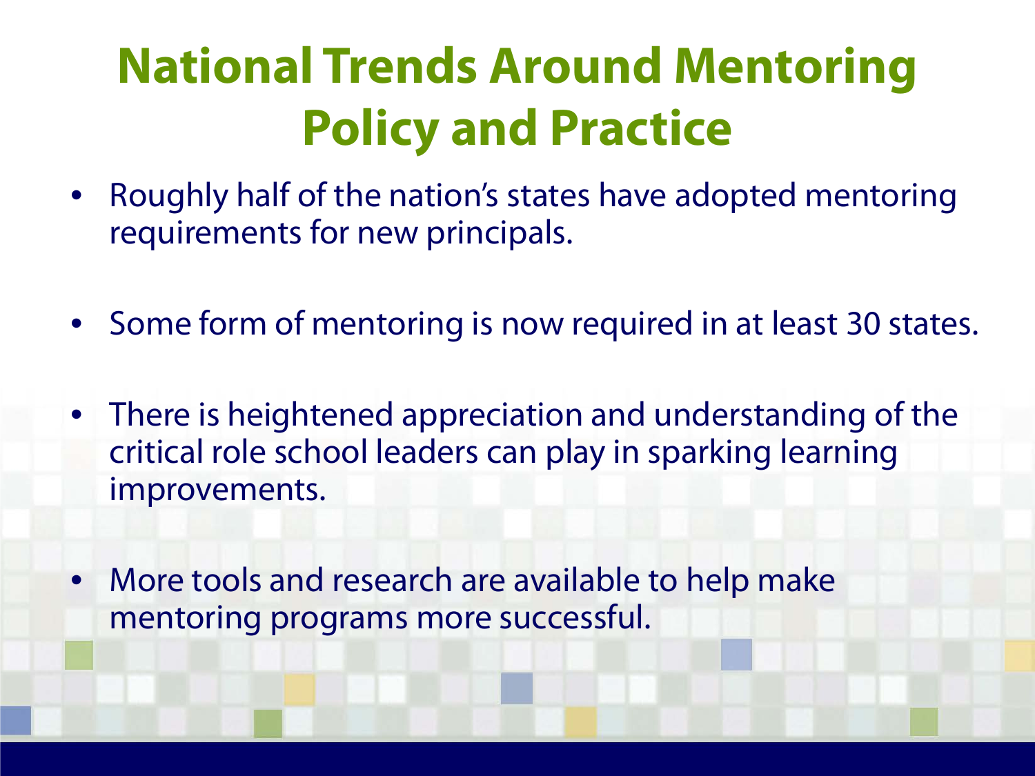# National Trends Around Mentoring Policy and Practice

- Roughly half of the nation's states have adopted mentoring requirements for new principals.
- Some form of mentoring is now required in at least 30 states.
- There is heightened appreciation and understanding of the critical role school leaders can play in sparking learning improvements.
- More tools and research are available to help make mentoring programs more successful.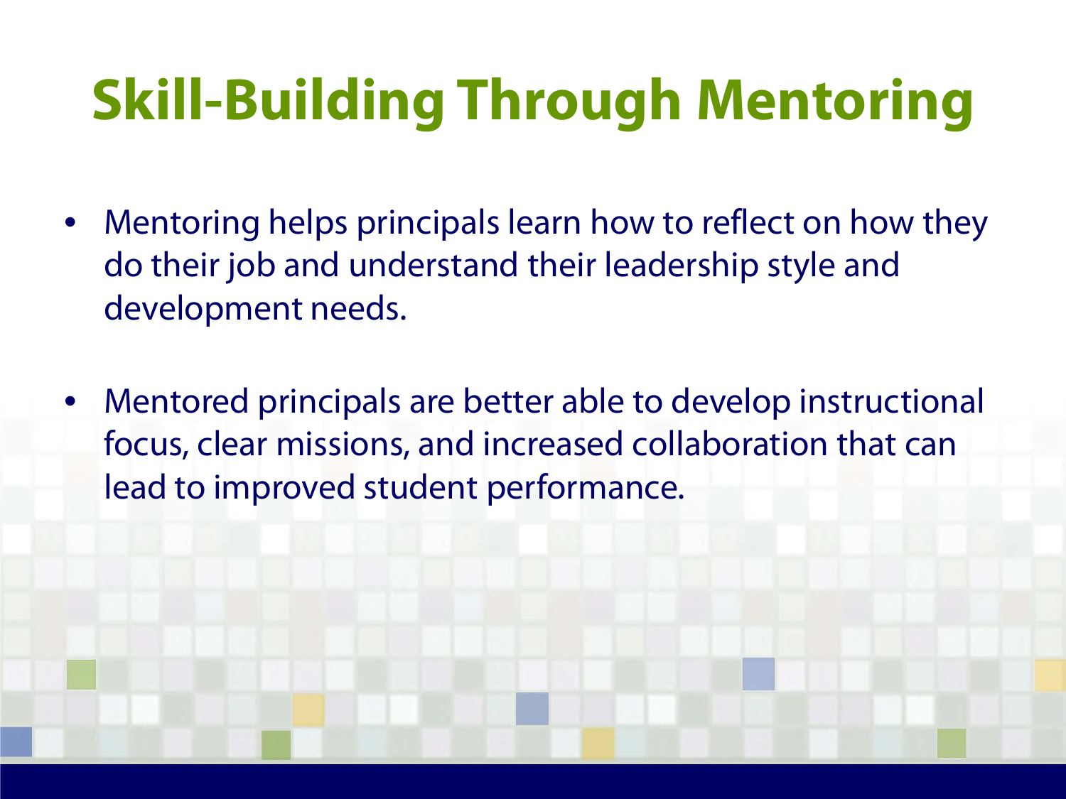# Skill-Building Through Mentoring

- Mentoring helps principals learn how to reflect on how they do their job and understand their leadership style and development needs.

- Mentored principals are better able to develop instructional focus, clear missions, and increased collaboration that can lead to improved student performance.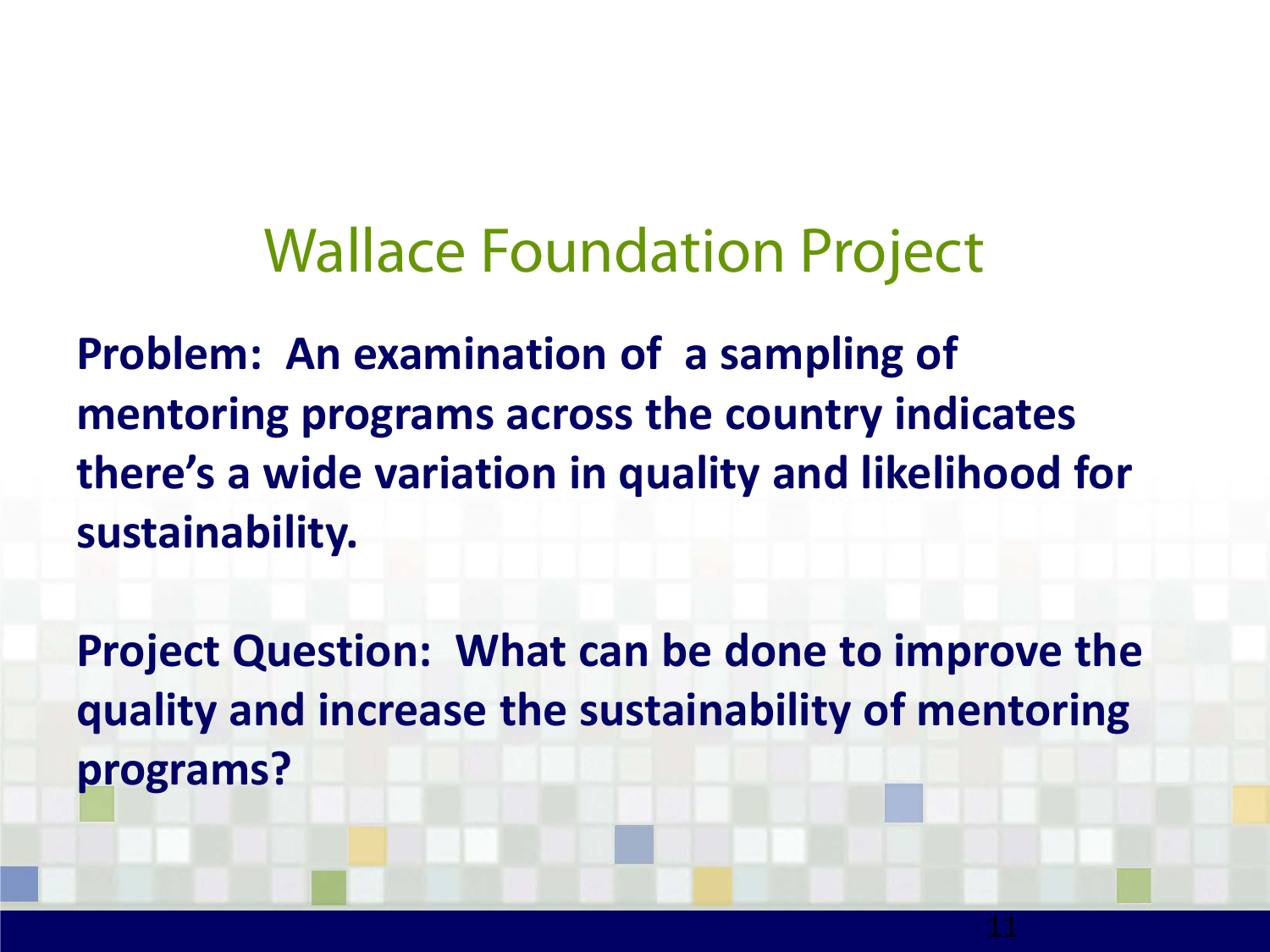# Wallace Foundation Project

**Problem: An examination of a sampling of mentoring programs across the country indicates there's a wide variation in quality and likelihood for sustainability.**

**Project Question: What can be done to improve the quality and increase the sustainability of mentoring programs?**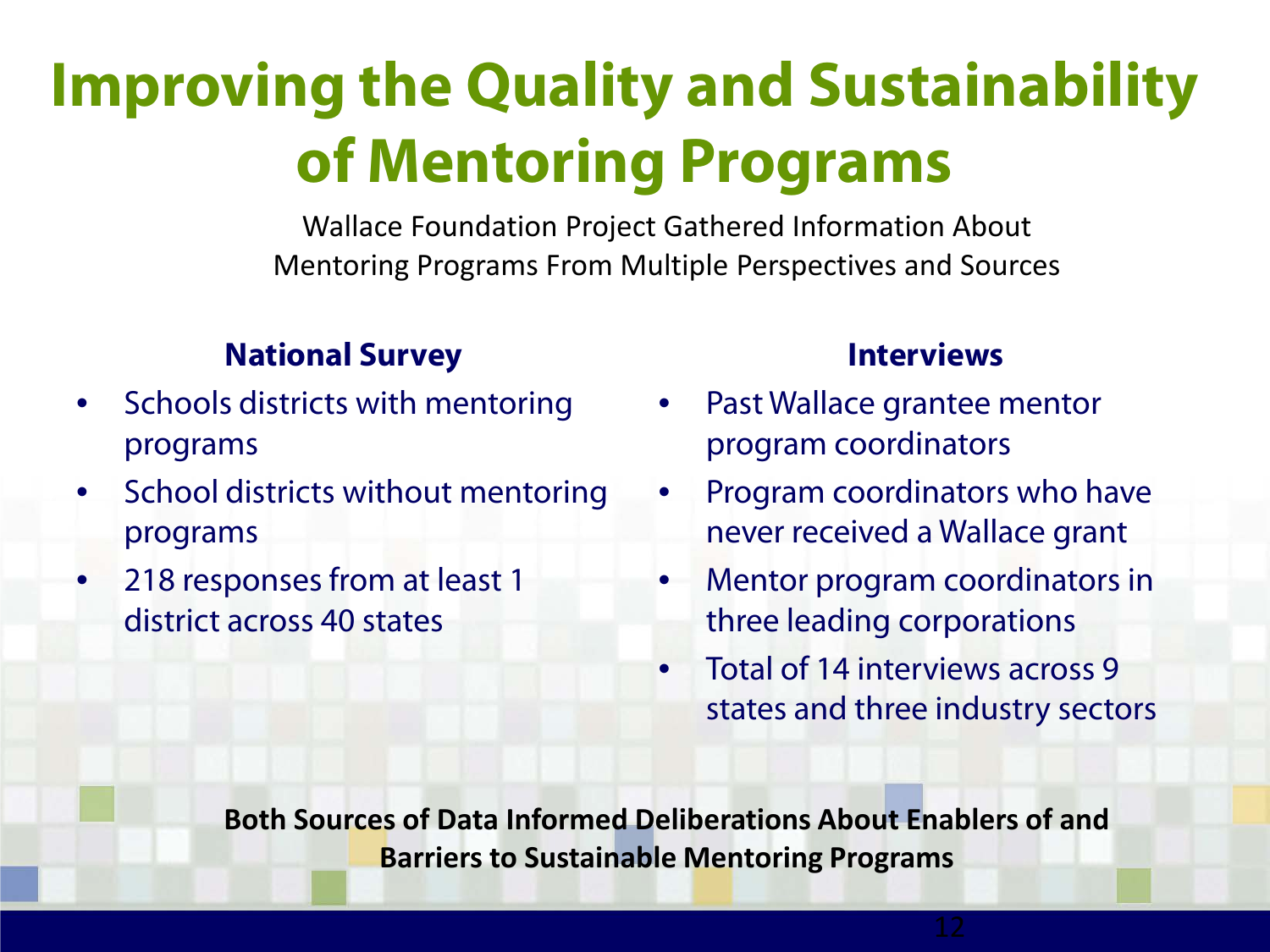# Improving the Quality and Sustainability of Mentoring Programs

Wallace Foundation Project Gathered Information About Mentoring Programs From Multiple Perspectives and Sources

### National Survey

- Schools districts with mentoring programs
- School districts without mentoring programs
- 218 responses from at least 1 district across 40 states

### Interviews

- Past Wallace grantee mentor program coordinators
- Program coordinators who have never received a Wallace grant
- Mentor program coordinators in three leading corporations
- Total of 14 interviews across 9 states and three industry sectors

**Both Sources of Data Informed Deliberations About Enablers of and Barriers to Sustainable Mentoring Programs**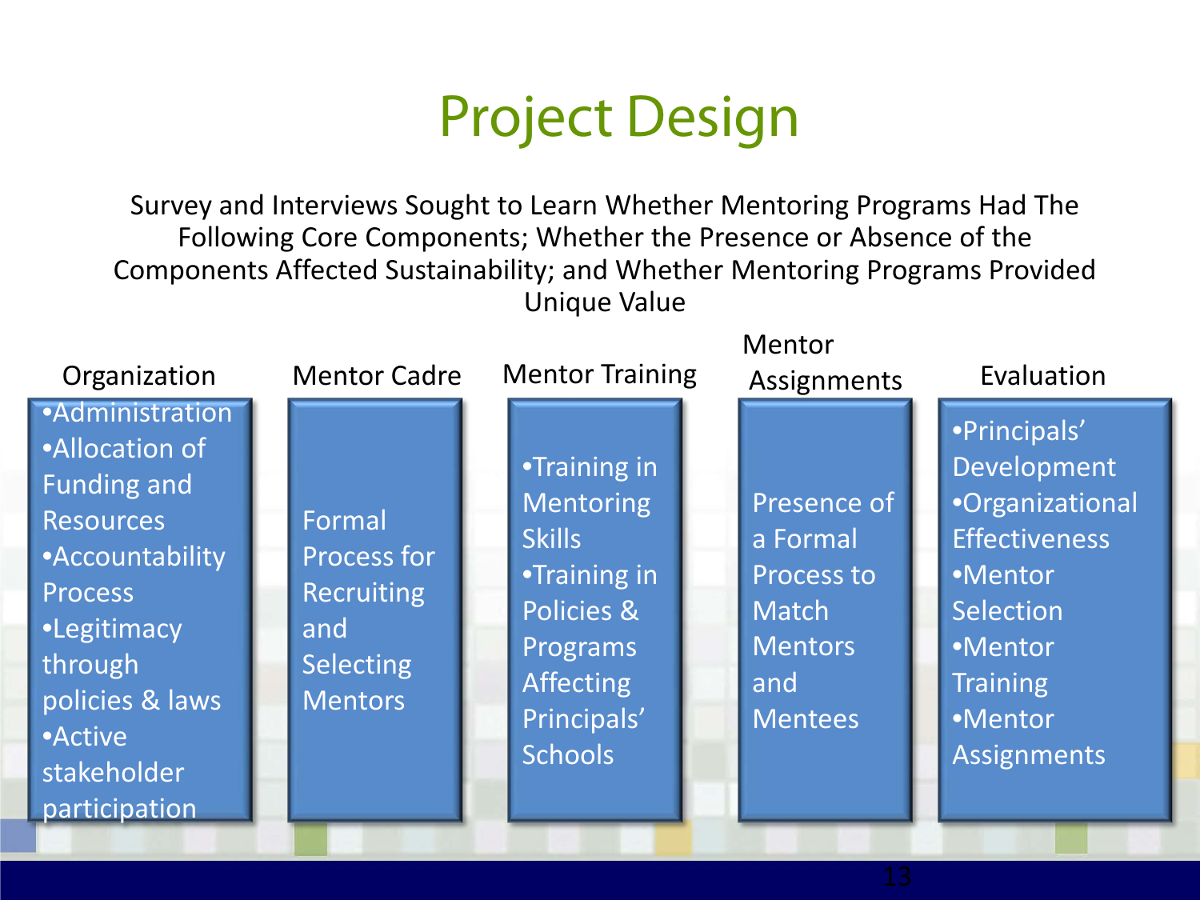# Project Design

Survey and Interviews Sought to Learn Whether Mentoring Programs Had The Following Core Components; Whether the Presence or Absence of the Components Affected Sustainability; and Whether Mentoring Programs Provided Unique Value

### Organization

- Administration
- Allocation of Funding and Resources
- Accountability Process
- Legitimacy through policies & laws
- Active stakeholder participation

### Mentor Cadre

Formal Process for Recruiting and Selecting Mentors

### Mentor Training

- Training in Mentoring Skills
- Training in Policies & Programs Affecting Principals' Schools

### Mentor Assignments

Presence of a Formal Process to Match Mentors and Mentees

### Evaluation

- Principals' Development
- Organizational Effectiveness
- Mentor Selection
- Mentor Training
- Mentor Assignments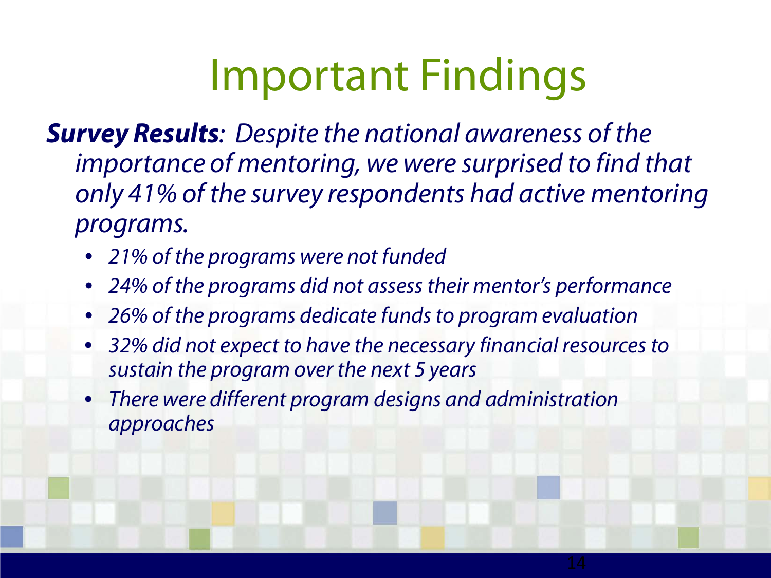# Important Findings

***Survey Results**: Despite the national awareness of the importance of mentoring, we were surprised to find that only 41% of the survey respondents had active mentoring programs.*

- *21% of the programs were not funded*
- *24% of the programs did not assess their mentor's performance*
- *26% of the programs dedicate funds to program evaluation*
- *32% did not expect to have the necessary financial resources to sustain the program over the next 5 years*
- *There were different program designs and administration approaches*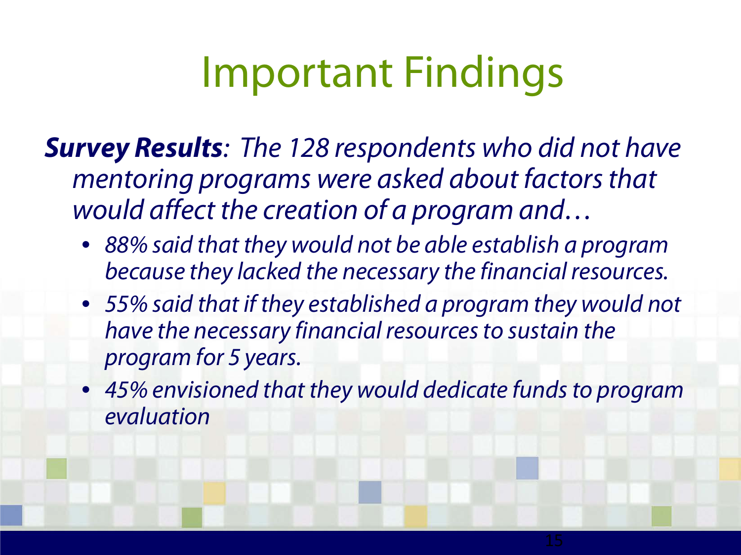# Important Findings

***Survey Results**: The 128 respondents who did not have mentoring programs were asked about factors that would affect the creation of a program and…*

- *88% said that they would not be able establish a program because they lacked the necessary the financial resources.*
- *55% said that if they established a program they would not have the necessary financial resources to sustain the program for 5 years.*
- *45% envisioned that they would dedicate funds to program evaluation*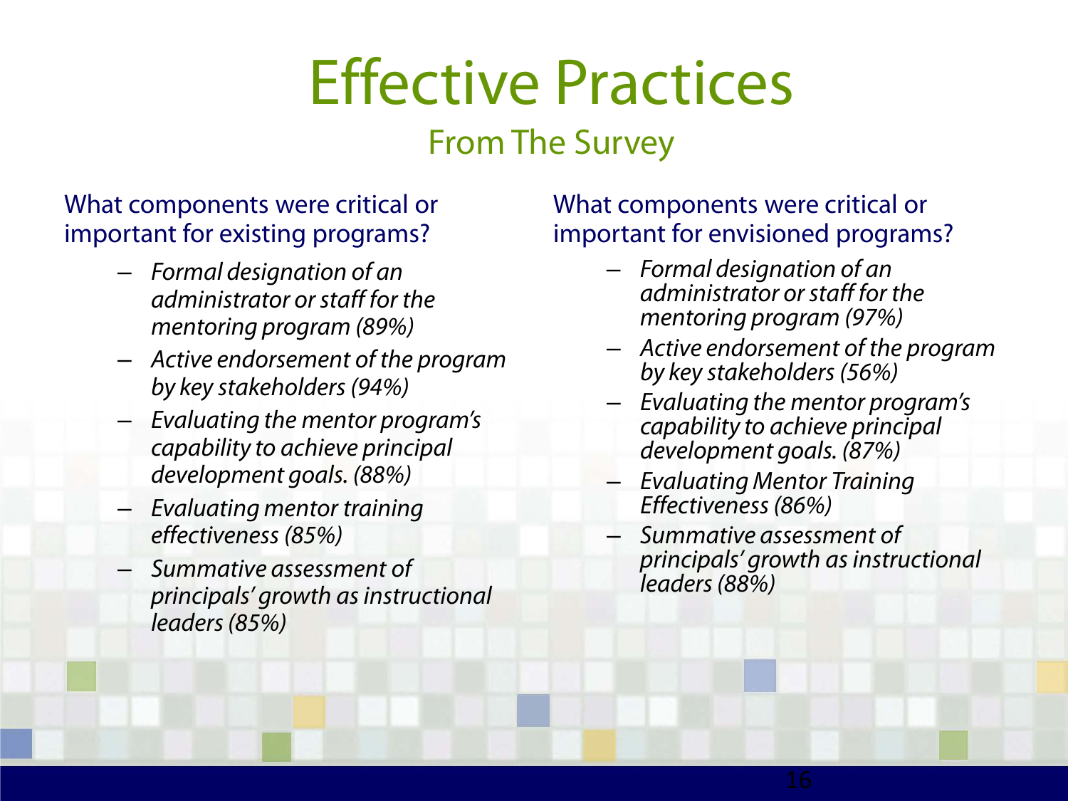# Effective Practices

## From The Survey

What components were critical or important for existing programs?

- *Formal designation of an administrator or staff for the mentoring program (89%)*
- *Active endorsement of the program by key stakeholders (94%)*
- *Evaluating the mentor program's capability to achieve principal development goals. (88%)*
- *Evaluating mentor training effectiveness (85%)*
- *Summative assessment of principals' growth as instructional leaders (85%)*

What components were critical or important for envisioned programs?

- *Formal designation of an administrator or staff for the mentoring program (97%)*
- *Active endorsement of the program by key stakeholders (56%)*
- *Evaluating the mentor program's capability to achieve principal development goals. (87%)*
- *Evaluating Mentor Training Effectiveness (86%)*
- *Summative assessment of principals' growth as instructional leaders (88%)*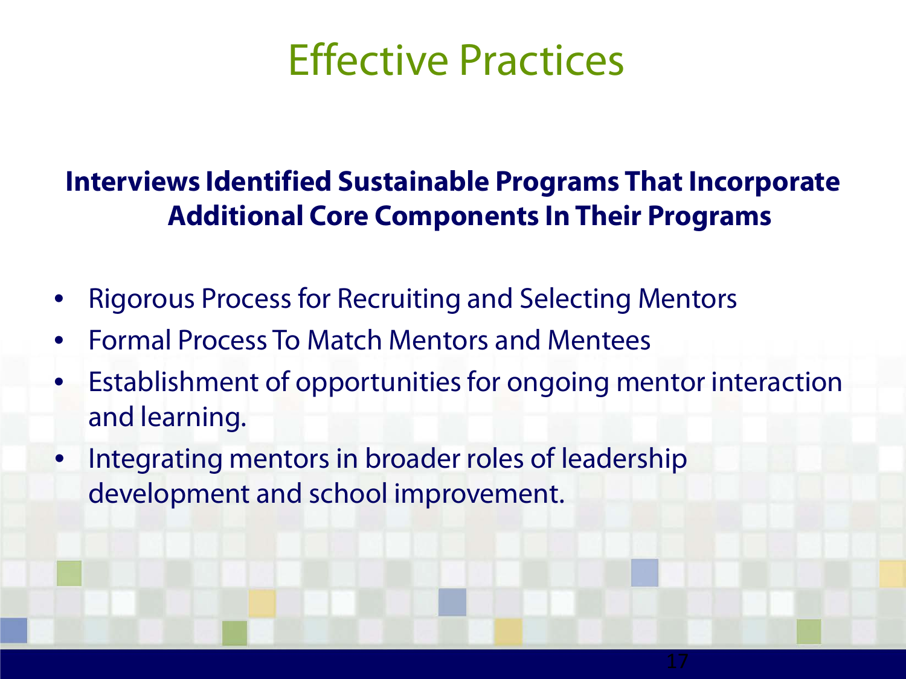# Effective Practices

**Interviews Identified Sustainable Programs That Incorporate Additional Core Components In Their Programs**

- Rigorous Process for Recruiting and Selecting Mentors
- Formal Process To Match Mentors and Mentees
- Establishment of opportunities for ongoing mentor interaction and learning.
- Integrating mentors in broader roles of leadership development and school improvement.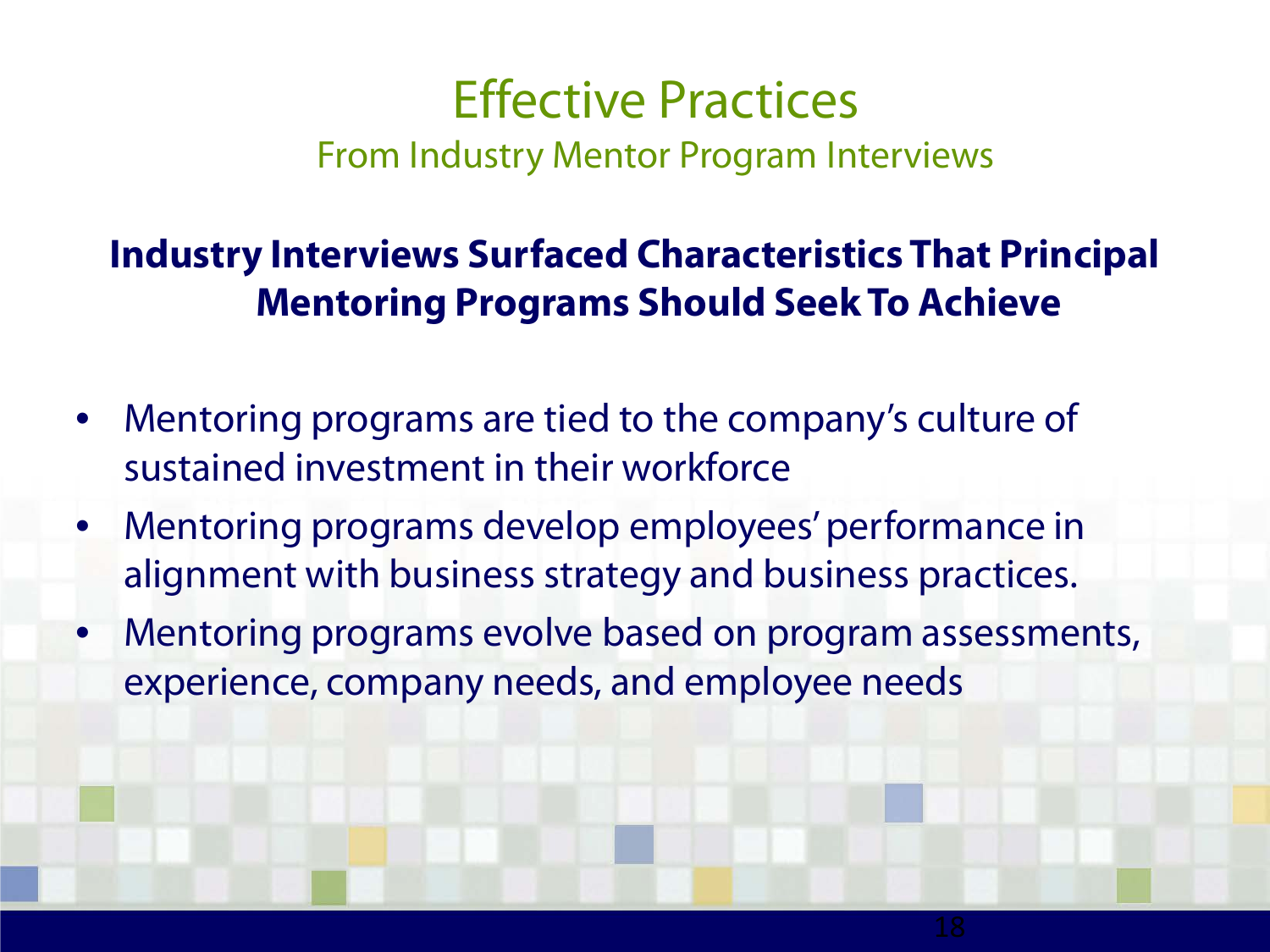# Effective Practices

## From Industry Mentor Program Interviews

**Industry Interviews Surfaced Characteristics That Principal Mentoring Programs Should Seek To Achieve**

- Mentoring programs are tied to the company's culture of sustained investment in their workforce
- Mentoring programs develop employees' performance in alignment with business strategy and business practices.
- Mentoring programs evolve based on program assessments, experience, company needs, and employee needs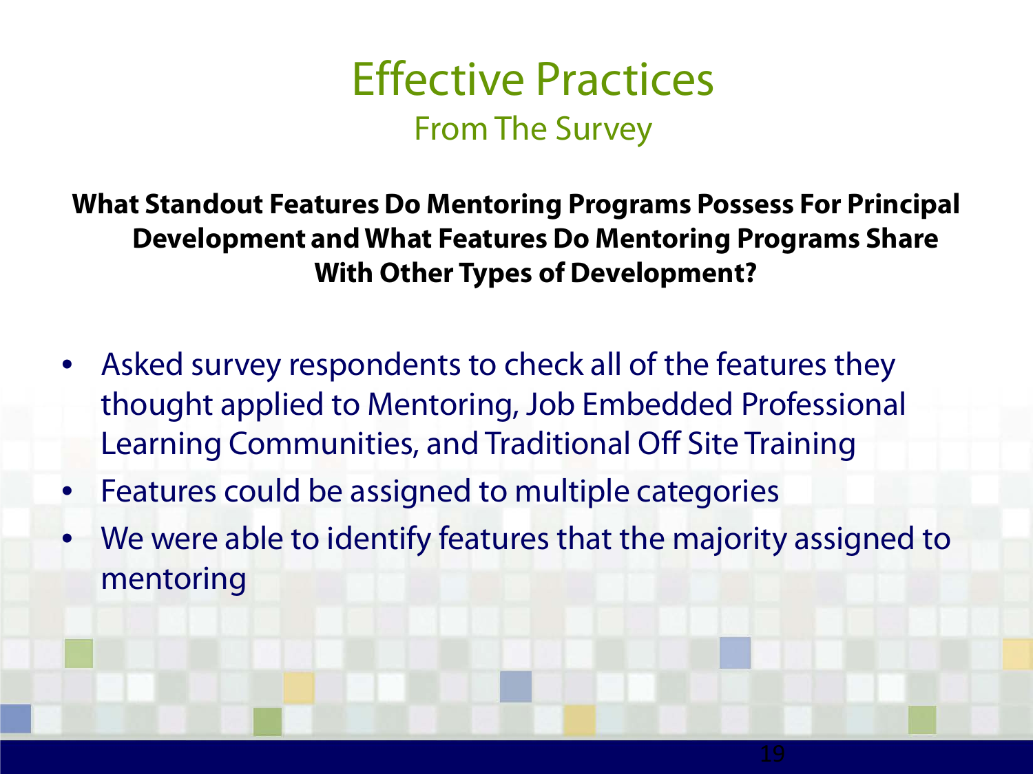# Effective Practices

## From The Survey

**What Standout Features Do Mentoring Programs Possess For Principal Development and What Features Do Mentoring Programs Share With Other Types of Development?**

- Asked survey respondents to check all of the features they thought applied to Mentoring, Job Embedded Professional Learning Communities, and Traditional Off Site Training
- Features could be assigned to multiple categories
- We were able to identify features that the majority assigned to mentoring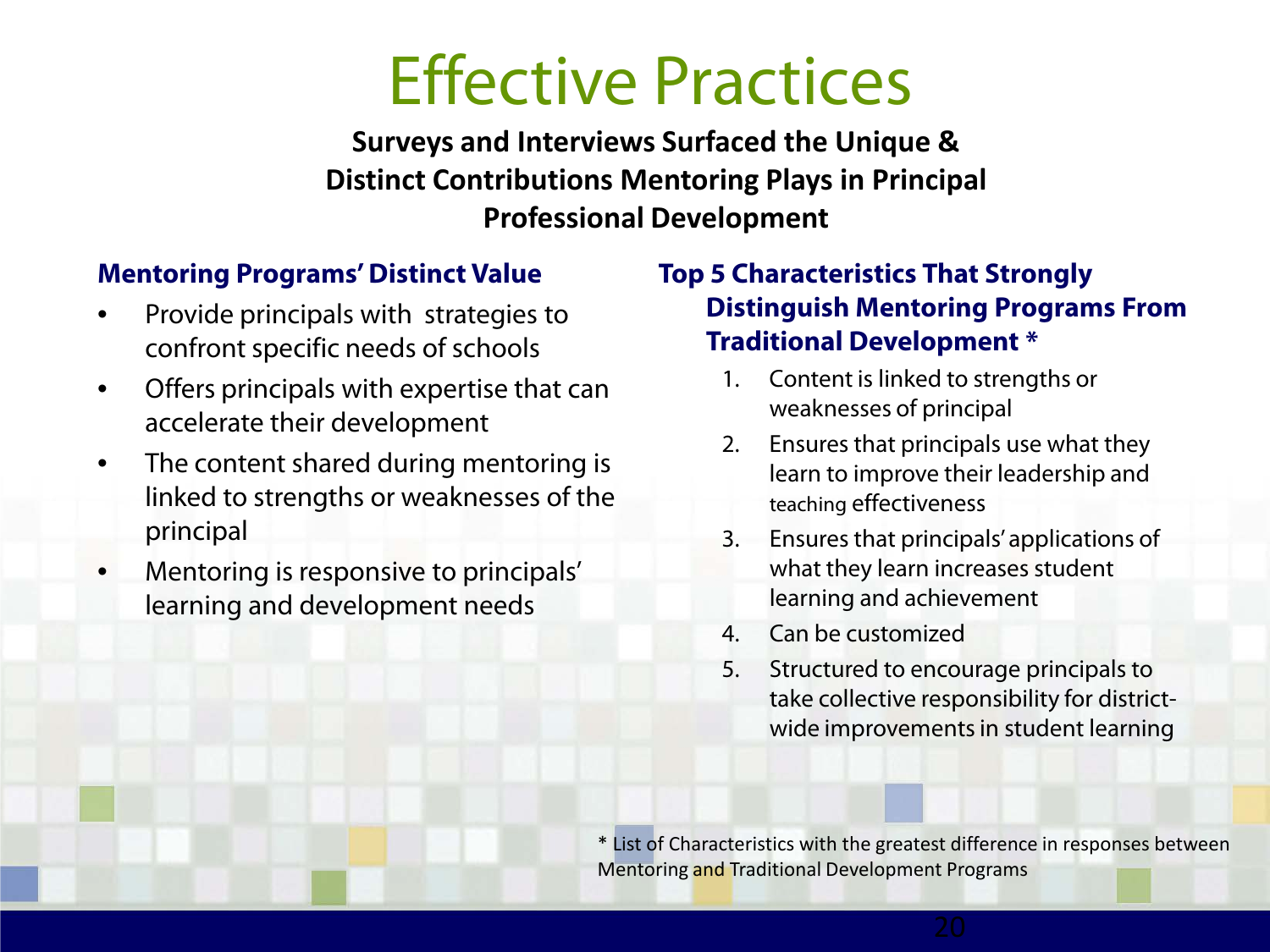# Effective Practices

**Surveys and Interviews Surfaced the Unique & Distinct Contributions Mentoring Plays in Principal Professional Development**

### Mentoring Programs' Distinct Value

- Provide principals with strategies to confront specific needs of schools
- Offers principals with expertise that can accelerate their development
- The content shared during mentoring is linked to strengths or weaknesses of the principal
- Mentoring is responsive to principals' learning and development needs

### Top 5 Characteristics That Strongly Distinguish Mentoring Programs From Traditional Development *

1. Content is linked to strengths or weaknesses of principal
2. Ensures that principals use what they learn to improve their leadership and teaching effectiveness
3. Ensures that principals' applications of what they learn increases student learning and achievement
4. Can be customized
5. Structured to encourage principals to take collective responsibility for district-wide improvements in student learning

* List of Characteristics with the greatest difference in responses between Mentoring and Traditional Development Programs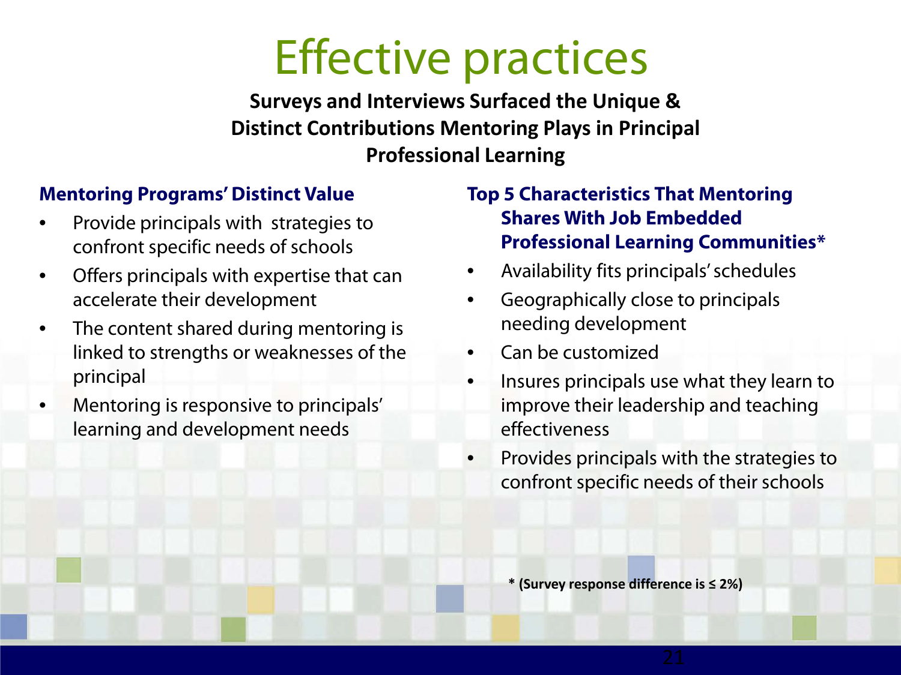# Effective practices

**Surveys and Interviews Surfaced the Unique & Distinct Contributions Mentoring Plays in Principal Professional Learning**

### Mentoring Programs' Distinct Value

- Provide principals with strategies to confront specific needs of schools
- Offers principals with expertise that can accelerate their development
- The content shared during mentoring is linked to strengths or weaknesses of the principal
- Mentoring is responsive to principals' learning and development needs

### Top 5 Characteristics That Mentoring Shares With Job Embedded Professional Learning Communities*

- Availability fits principals' schedules
- Geographically close to principals needing development
- Can be customized
- Insures principals use what they learn to improve their leadership and teaching effectiveness
- Provides principals with the strategies to confront specific needs of their schools

**\* (Survey response difference is ≤ 2%)**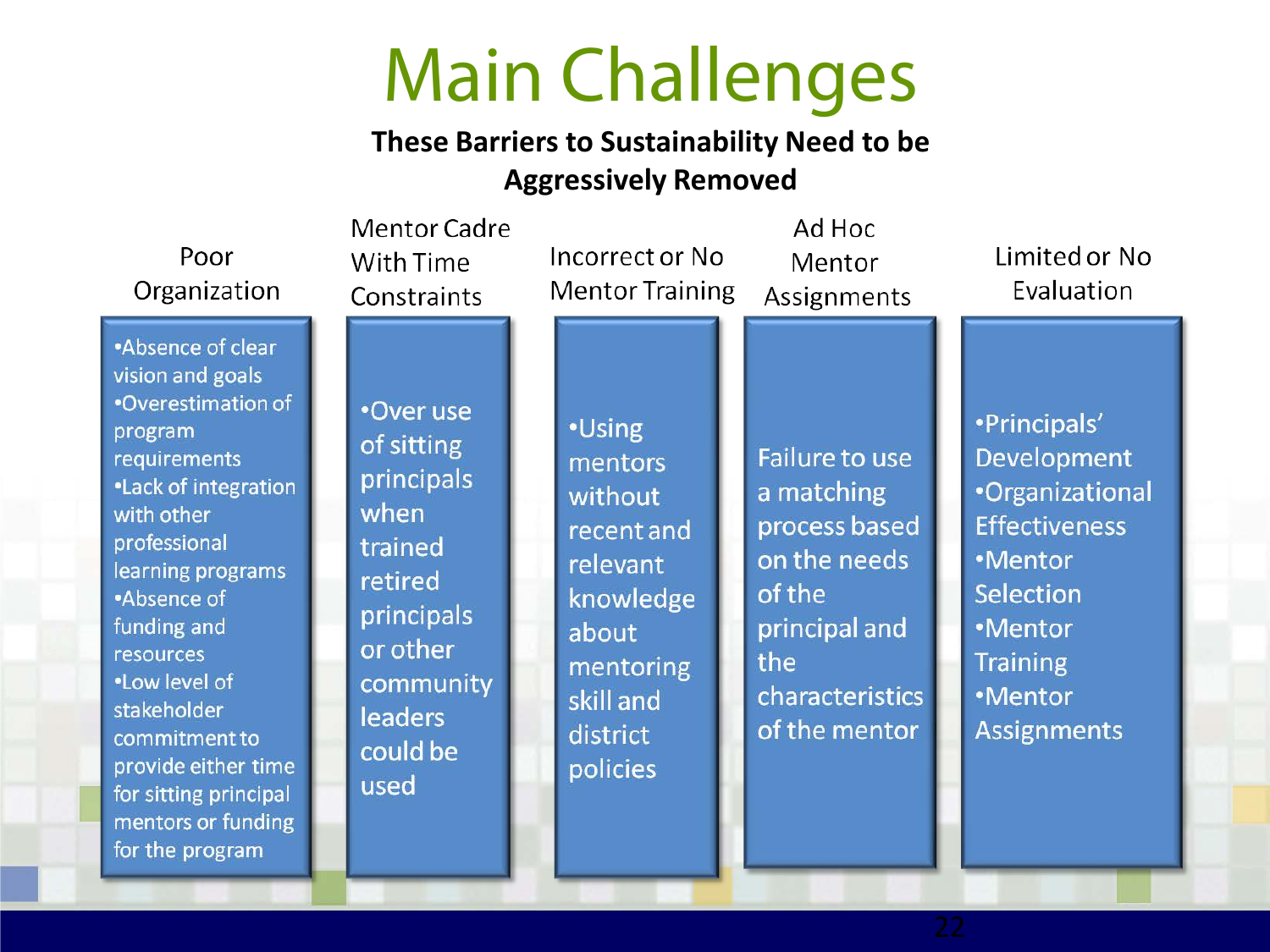# Main Challenges

**These Barriers to Sustainability Need to be Aggressively Removed**

## Poor Organization

- Absence of clear vision and goals
- Overestimation of program requirements
- Lack of integration with other professional learning programs
- Absence of funding and resources
- Low level of stakeholder commitment to provide either time for sitting principal mentors or funding for the program

## Mentor Cadre With Time Constraints

- Over use of sitting principals when trained retired principals or other community leaders could be used

## Incorrect or No Mentor Training

- Using mentors without recent and relevant knowledge about mentoring skill and district policies

## Ad Hoc Mentor Assignments

Failure to use a matching process based on the needs of the principal and the characteristics of the mentor

## Limited or No Evaluation

- Principals' Development
- Organizational Effectiveness
- Mentor Selection
- Mentor Training
- Mentor Assignments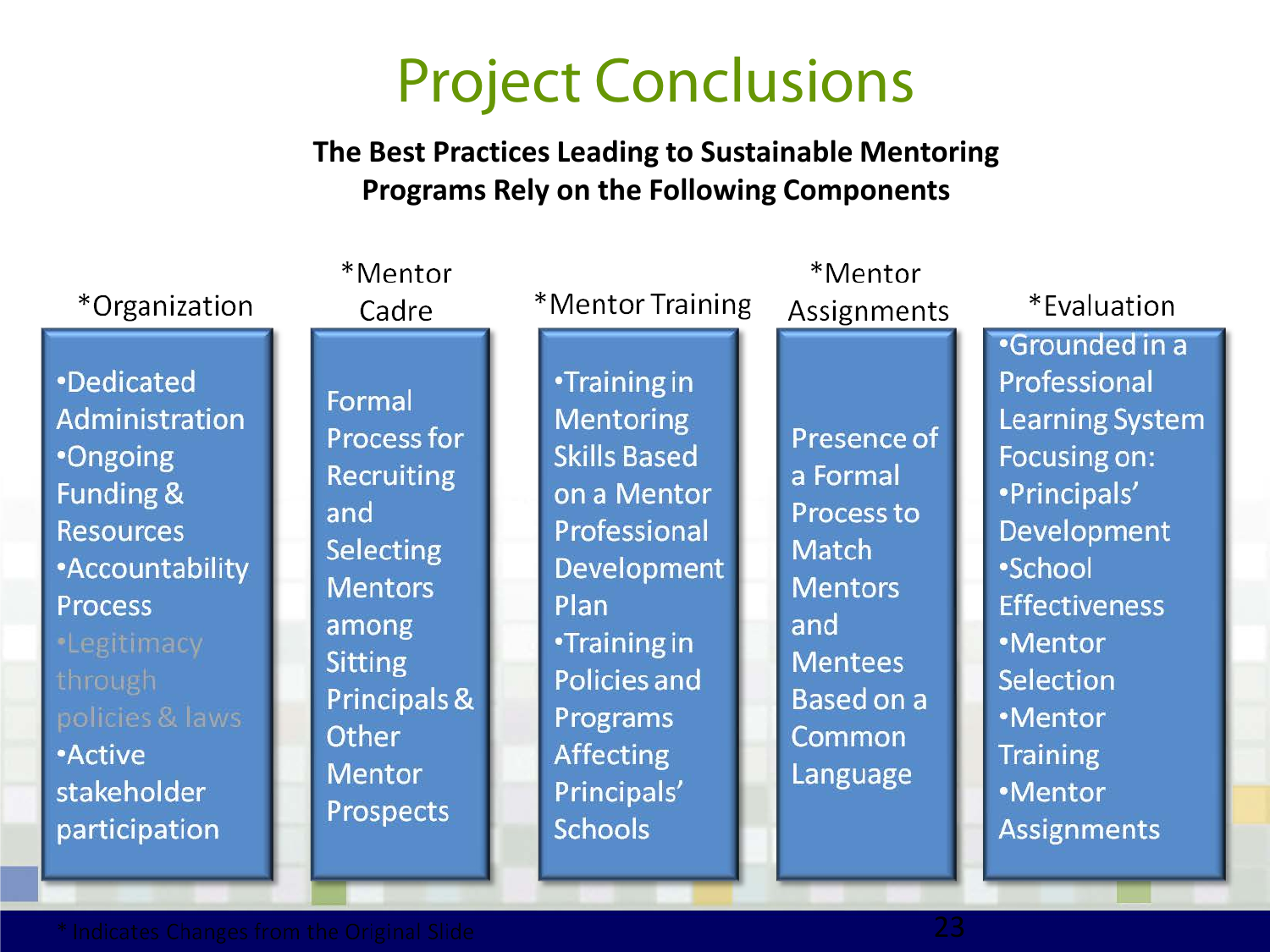# Project Conclusions

**The Best Practices Leading to Sustainable Mentoring Programs Rely on the Following Components**

### *Organization

- Dedicated Administration
- Ongoing Funding & Resources
- Accountability Process
- Legitimacy through policies & laws
- Active stakeholder participation

### *Mentor Cadre

Formal Process for Recruiting and Selecting Mentors among Sitting Principals & Other Mentor Prospects

### *Mentor Training

- Training in Mentoring Skills Based on a Mentor Professional Development Plan
- Training in Policies and Programs Affecting Principals' Schools

### *Mentor Assignments

Presence of a Formal Process to Match Mentors and Mentees Based on a Common Language

### *Evaluation

- Grounded in a Professional Learning System Focusing on:
- Principals' Development
- School Effectiveness
- Mentor Selection
- Mentor Training
- Mentor Assignments

* Indicates Changes from the Original Slide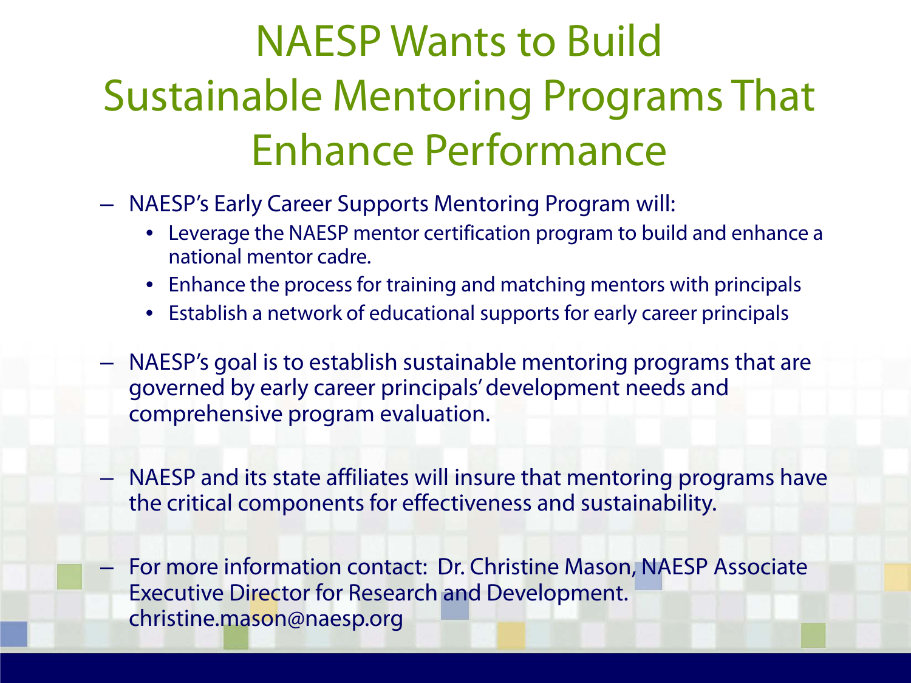# NAESP Wants to Build Sustainable Mentoring Programs That Enhance Performance

- NAESP's Early Career Supports Mentoring Program will:
  - Leverage the NAESP mentor certification program to build and enhance a national mentor cadre.
  - Enhance the process for training and matching mentors with principals
  - Establish a network of educational supports for early career principals
- NAESP's goal is to establish sustainable mentoring programs that are governed by early career principals' development needs and comprehensive program evaluation.
- NAESP and its state affiliates will insure that mentoring programs have the critical components for effectiveness and sustainability.
- For more information contact: Dr. Christine Mason, NAESP Associate Executive Director for Research and Development. christine.mason@naesp.org